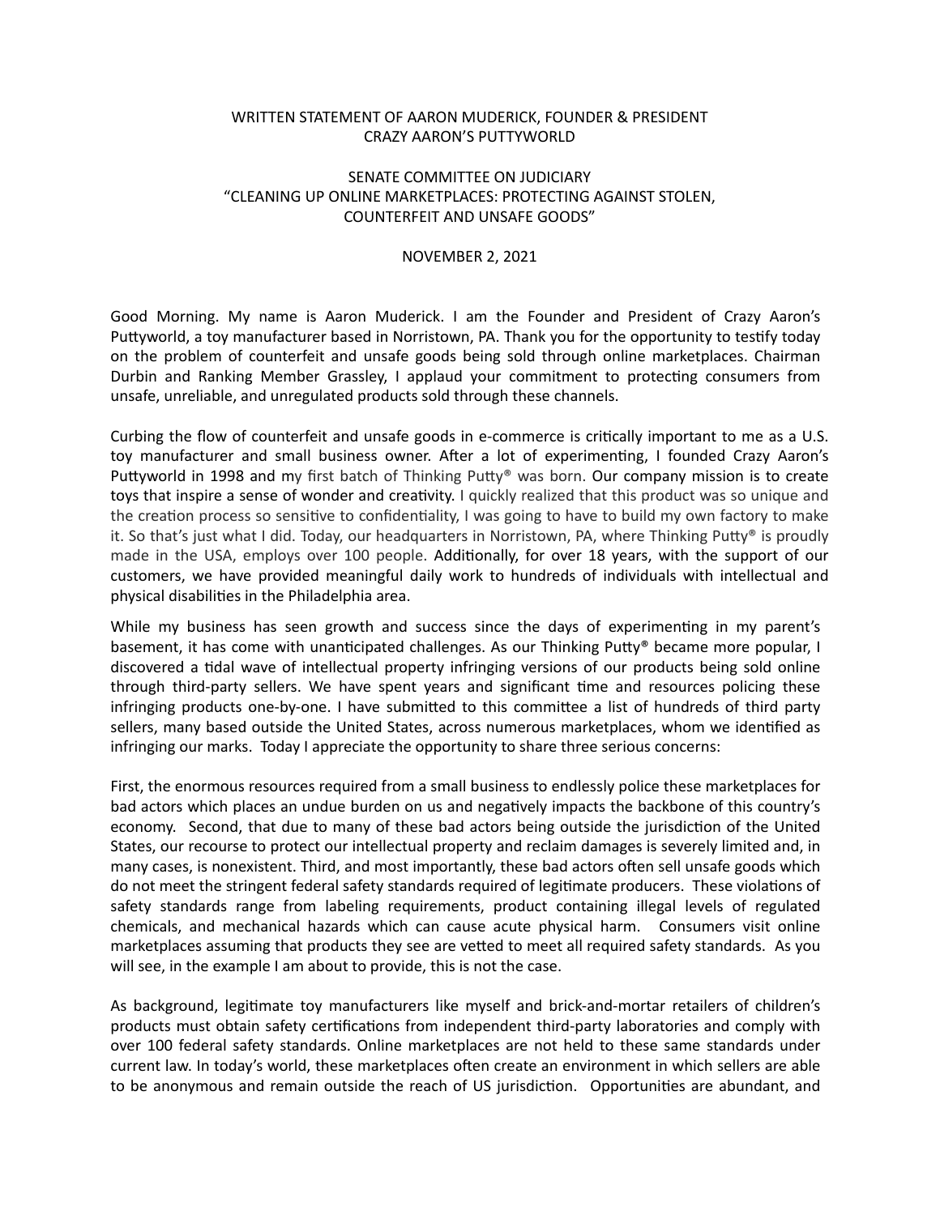WRITTEN STATEMENT OF AARON MUDERICK, FOUNDER & PRESIDENT
CRAZY AARON'S PUTTYWORLD

SENATE COMMITTEE ON JUDICIARY
"CLEANING UP ONLINE MARKETPLACES: PROTECTING AGAINST STOLEN, COUNTERFEIT AND UNSAFE GOODS"

NOVEMBER 2, 2021

Good Morning. My name is Aaron Muderick. I am the Founder and President of Crazy Aaron's Puttyworld, a toy manufacturer based in Norristown, PA. Thank you for the opportunity to testify today on the problem of counterfeit and unsafe goods being sold through online marketplaces. Chairman Durbin and Ranking Member Grassley, I applaud your commitment to protecting consumers from unsafe, unreliable, and unregulated products sold through these channels.

Curbing the flow of counterfeit and unsafe goods in e-commerce is critically important to me as a U.S. toy manufacturer and small business owner. After a lot of experimenting, I founded Crazy Aaron's Puttyworld in 1998 and my first batch of Thinking Putty® was born. Our company mission is to create toys that inspire a sense of wonder and creativity. I quickly realized that this product was so unique and the creation process so sensitive to confidentiality, I was going to have to build my own factory to make it. So that's just what I did. Today, our headquarters in Norristown, PA, where Thinking Putty® is proudly made in the USA, employs over 100 people. Additionally, for over 18 years, with the support of our customers, we have provided meaningful daily work to hundreds of individuals with intellectual and physical disabilities in the Philadelphia area.

While my business has seen growth and success since the days of experimenting in my parent's basement, it has come with unanticipated challenges. As our Thinking Putty® became more popular, I discovered a tidal wave of intellectual property infringing versions of our products being sold online through third-party sellers. We have spent years and significant time and resources policing these infringing products one-by-one. I have submitted to this committee a list of hundreds of third party sellers, many based outside the United States, across numerous marketplaces, whom we identified as infringing our marks. Today I appreciate the opportunity to share three serious concerns:

First, the enormous resources required from a small business to endlessly police these marketplaces for bad actors which places an undue burden on us and negatively impacts the backbone of this country's economy. Second, that due to many of these bad actors being outside the jurisdiction of the United States, our recourse to protect our intellectual property and reclaim damages is severely limited and, in many cases, is nonexistent. Third, and most importantly, these bad actors often sell unsafe goods which do not meet the stringent federal safety standards required of legitimate producers. These violations of safety standards range from labeling requirements, product containing illegal levels of regulated chemicals, and mechanical hazards which can cause acute physical harm. Consumers visit online marketplaces assuming that products they see are vetted to meet all required safety standards. As you will see, in the example I am about to provide, this is not the case.

As background, legitimate toy manufacturers like myself and brick-and-mortar retailers of children's products must obtain safety certifications from independent third-party laboratories and comply with over 100 federal safety standards. Online marketplaces are not held to these same standards under current law. In today's world, these marketplaces often create an environment in which sellers are able to be anonymous and remain outside the reach of US jurisdiction. Opportunities are abundant, and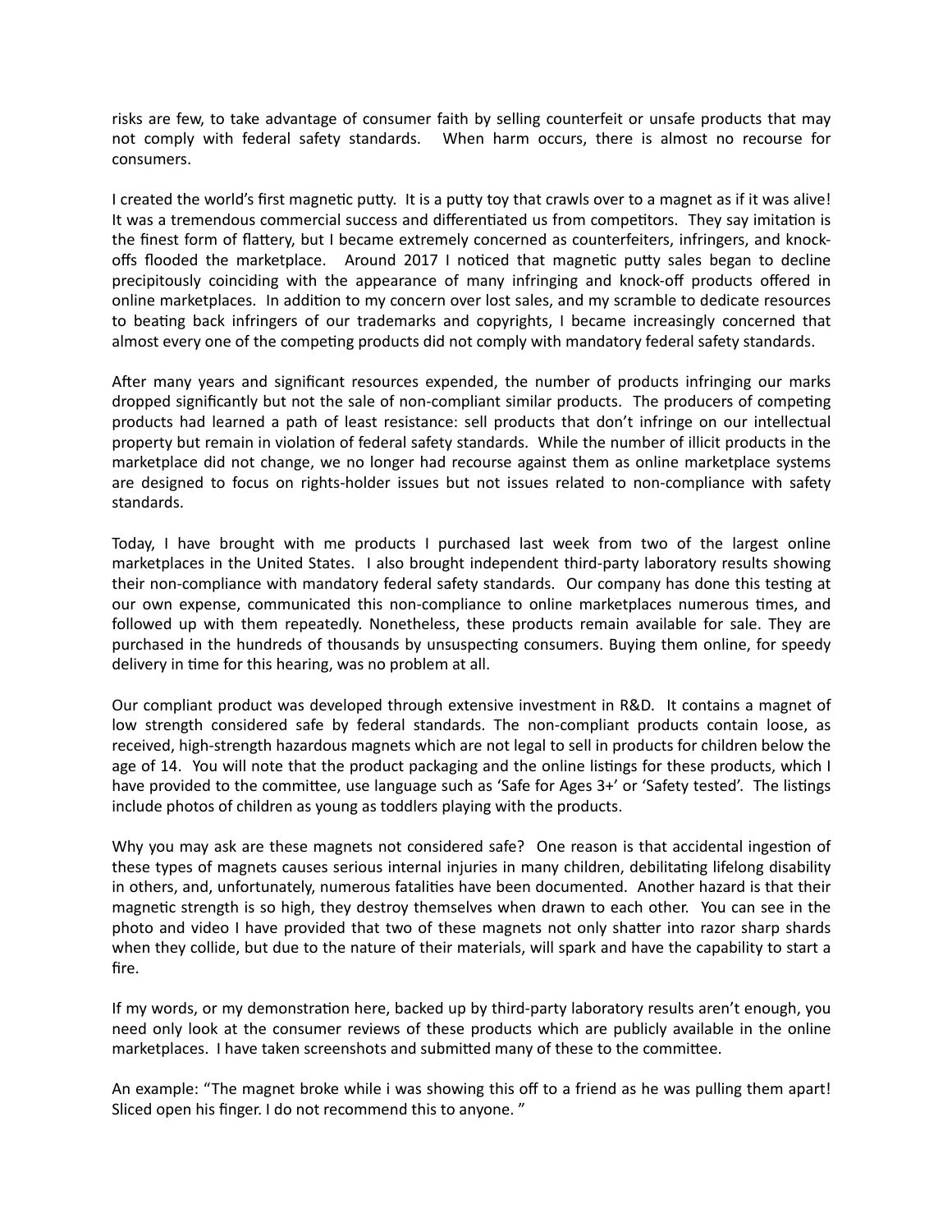risks are few, to take advantage of consumer faith by selling counterfeit or unsafe products that may not comply with federal safety standards. When harm occurs, there is almost no recourse for consumers.

I created the world's first magnetic putty. It is a putty toy that crawls over to a magnet as if it was alive! It was a tremendous commercial success and differentiated us from competitors. They say imitation is the finest form of flattery, but I became extremely concerned as counterfeiters, infringers, and knock-offs flooded the marketplace. Around 2017 I noticed that magnetic putty sales began to decline precipitously coinciding with the appearance of many infringing and knock-off products offered in online marketplaces. In addition to my concern over lost sales, and my scramble to dedicate resources to beating back infringers of our trademarks and copyrights, I became increasingly concerned that almost every one of the competing products did not comply with mandatory federal safety standards.

After many years and significant resources expended, the number of products infringing our marks dropped significantly but not the sale of non-compliant similar products. The producers of competing products had learned a path of least resistance: sell products that don't infringe on our intellectual property but remain in violation of federal safety standards. While the number of illicit products in the marketplace did not change, we no longer had recourse against them as online marketplace systems are designed to focus on rights-holder issues but not issues related to non-compliance with safety standards.

Today, I have brought with me products I purchased last week from two of the largest online marketplaces in the United States. I also brought independent third-party laboratory results showing their non-compliance with mandatory federal safety standards. Our company has done this testing at our own expense, communicated this non-compliance to online marketplaces numerous times, and followed up with them repeatedly. Nonetheless, these products remain available for sale. They are purchased in the hundreds of thousands by unsuspecting consumers. Buying them online, for speedy delivery in time for this hearing, was no problem at all.

Our compliant product was developed through extensive investment in R&D. It contains a magnet of low strength considered safe by federal standards. The non-compliant products contain loose, as received, high-strength hazardous magnets which are not legal to sell in products for children below the age of 14. You will note that the product packaging and the online listings for these products, which I have provided to the committee, use language such as 'Safe for Ages 3+' or 'Safety tested'. The listings include photos of children as young as toddlers playing with the products.

Why you may ask are these magnets not considered safe? One reason is that accidental ingestion of these types of magnets causes serious internal injuries in many children, debilitating lifelong disability in others, and, unfortunately, numerous fatalities have been documented. Another hazard is that their magnetic strength is so high, they destroy themselves when drawn to each other. You can see in the photo and video I have provided that two of these magnets not only shatter into razor sharp shards when they collide, but due to the nature of their materials, will spark and have the capability to start a fire.

If my words, or my demonstration here, backed up by third-party laboratory results aren't enough, you need only look at the consumer reviews of these products which are publicly available in the online marketplaces. I have taken screenshots and submitted many of these to the committee.

An example: "The magnet broke while i was showing this off to a friend as he was pulling them apart! Sliced open his finger. I do not recommend this to anyone. "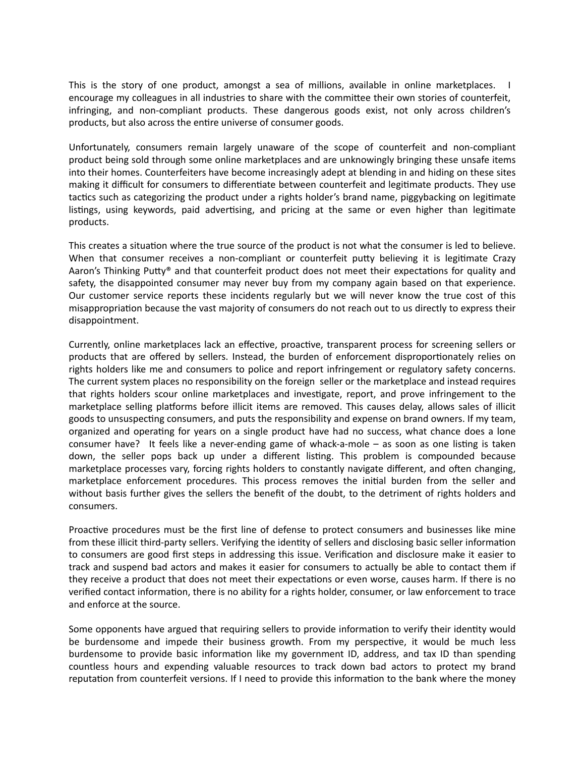This is the story of one product, amongst a sea of millions, available in online marketplaces. I encourage my colleagues in all industries to share with the committee their own stories of counterfeit, infringing, and non-compliant products. These dangerous goods exist, not only across children's products, but also across the entire universe of consumer goods.

Unfortunately, consumers remain largely unaware of the scope of counterfeit and non-compliant product being sold through some online marketplaces and are unknowingly bringing these unsafe items into their homes. Counterfeiters have become increasingly adept at blending in and hiding on these sites making it difficult for consumers to differentiate between counterfeit and legitimate products. They use tactics such as categorizing the product under a rights holder's brand name, piggybacking on legitimate listings, using keywords, paid advertising, and pricing at the same or even higher than legitimate products.

This creates a situation where the true source of the product is not what the consumer is led to believe. When that consumer receives a non-compliant or counterfeit putty believing it is legitimate Crazy Aaron's Thinking Putty® and that counterfeit product does not meet their expectations for quality and safety, the disappointed consumer may never buy from my company again based on that experience. Our customer service reports these incidents regularly but we will never know the true cost of this misappropriation because the vast majority of consumers do not reach out to us directly to express their disappointment.

Currently, online marketplaces lack an effective, proactive, transparent process for screening sellers or products that are offered by sellers. Instead, the burden of enforcement disproportionately relies on rights holders like me and consumers to police and report infringement or regulatory safety concerns. The current system places no responsibility on the foreign seller or the marketplace and instead requires that rights holders scour online marketplaces and investigate, report, and prove infringement to the marketplace selling platforms before illicit items are removed. This causes delay, allows sales of illicit goods to unsuspecting consumers, and puts the responsibility and expense on brand owners. If my team, organized and operating for years on a single product have had no success, what chance does a lone consumer have? It feels like a never-ending game of whack-a-mole – as soon as one listing is taken down, the seller pops back up under a different listing. This problem is compounded because marketplace processes vary, forcing rights holders to constantly navigate different, and often changing, marketplace enforcement procedures. This process removes the initial burden from the seller and without basis further gives the sellers the benefit of the doubt, to the detriment of rights holders and consumers.

Proactive procedures must be the first line of defense to protect consumers and businesses like mine from these illicit third-party sellers. Verifying the identity of sellers and disclosing basic seller information to consumers are good first steps in addressing this issue. Verification and disclosure make it easier to track and suspend bad actors and makes it easier for consumers to actually be able to contact them if they receive a product that does not meet their expectations or even worse, causes harm. If there is no verified contact information, there is no ability for a rights holder, consumer, or law enforcement to trace and enforce at the source.

Some opponents have argued that requiring sellers to provide information to verify their identity would be burdensome and impede their business growth. From my perspective, it would be much less burdensome to provide basic information like my government ID, address, and tax ID than spending countless hours and expending valuable resources to track down bad actors to protect my brand reputation from counterfeit versions. If I need to provide this information to the bank where the money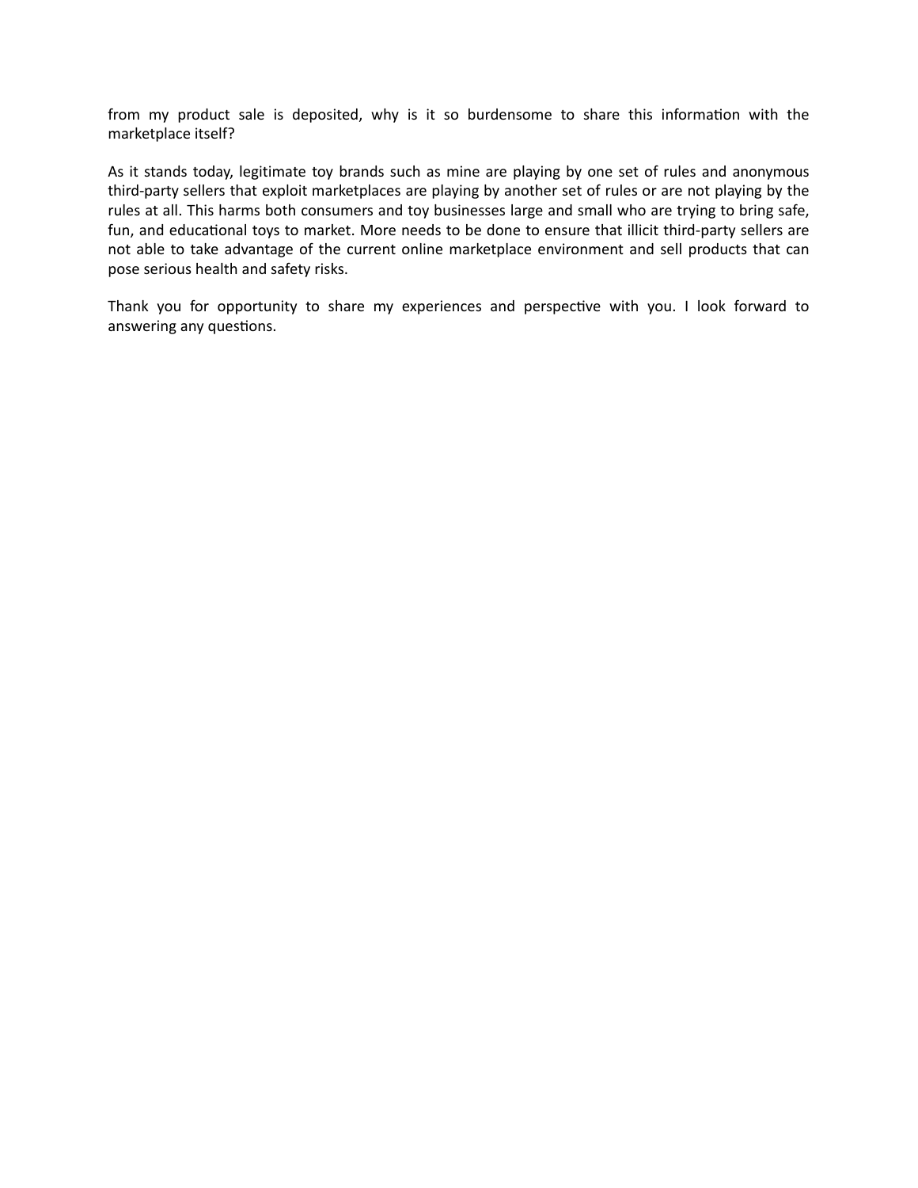from my product sale is deposited, why is it so burdensome to share this information with the marketplace itself?

As it stands today, legitimate toy brands such as mine are playing by one set of rules and anonymous third-party sellers that exploit marketplaces are playing by another set of rules or are not playing by the rules at all. This harms both consumers and toy businesses large and small who are trying to bring safe, fun, and educational toys to market. More needs to be done to ensure that illicit third-party sellers are not able to take advantage of the current online marketplace environment and sell products that can pose serious health and safety risks.

Thank you for opportunity to share my experiences and perspective with you. I look forward to answering any questions.